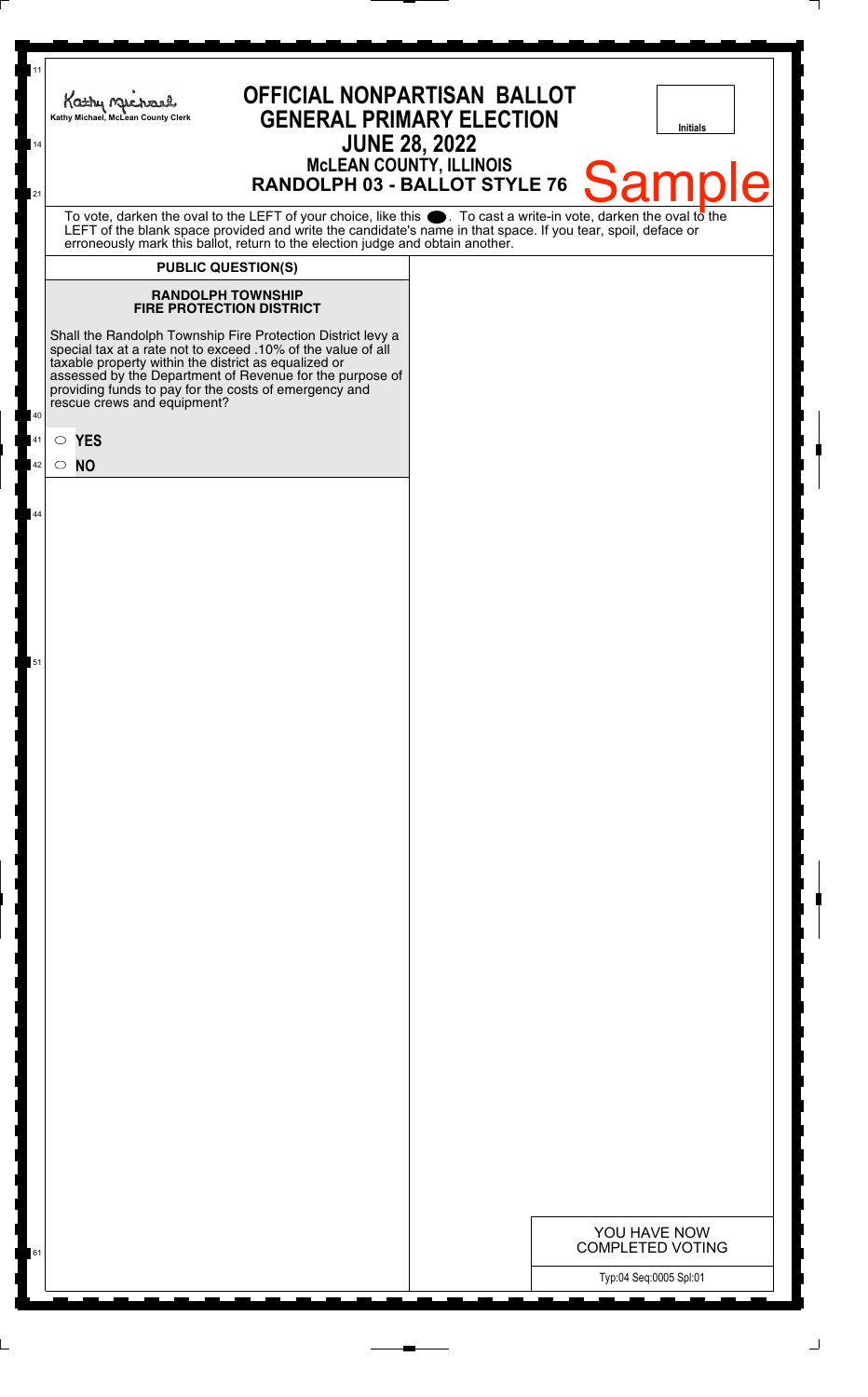Kathy Michael, McLean County Clerk

# OFFICIAL NONPARTISAN BALLOT
## GENERAL PRIMARY ELECTION
## JUNE 28, 2022
### McLEAN COUNTY, ILLINOIS
### RANDOLPH 03 - BALLOT STYLE 76

Initials

Sample

To vote, darken the oval to the LEFT of your choice, like this ⬬. To cast a write-in vote, darken the oval to the LEFT of the blank space provided and write the candidate's name in that space. If you tear, spoil, deface or erroneously mark this ballot, return to the election judge and obtain another.

**PUBLIC QUESTION(S)**

**RANDOLPH TOWNSHIP FIRE PROTECTION DISTRICT**

Shall the Randolph Township Fire Protection District levy a special tax at a rate not to exceed .10% of the value of all taxable property within the district as equalized or assessed by the Department of Revenue for the purpose of providing funds to pay for the costs of emergency and rescue crews and equipment?

○ **YES**

○ **NO**

YOU HAVE NOW COMPLETED VOTING

Typ:04 Seq:0005 Spl:01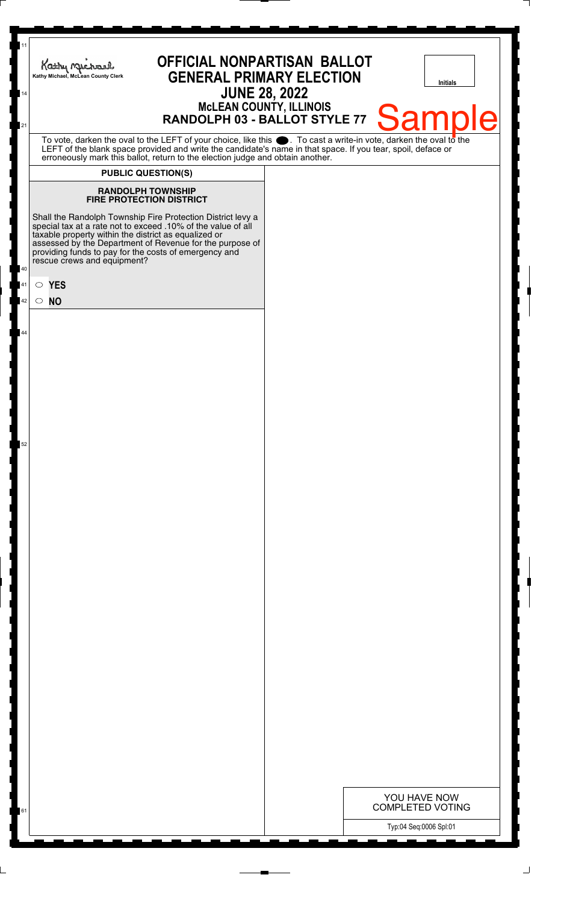Kathy Michael, McLean County Clerk

# OFFICIAL NONPARTISAN BALLOT
## GENERAL PRIMARY ELECTION
## JUNE 28, 2022
### McLEAN COUNTY, ILLINOIS
### RANDOLPH 03 - BALLOT STYLE 77

Initials

Sample

To vote, darken the oval to the LEFT of your choice, like this ⬤. To cast a write-in vote, darken the oval to the LEFT of the blank space provided and write the candidate's name in that space. If you tear, spoil, deface or erroneously mark this ballot, return to the election judge and obtain another.

**PUBLIC QUESTION(S)**

**RANDOLPH TOWNSHIP FIRE PROTECTION DISTRICT**

Shall the Randolph Township Fire Protection District levy a special tax at a rate not to exceed .10% of the value of all taxable property within the district as equalized or assessed by the Department of Revenue for the purpose of providing funds to pay for the costs of emergency and rescue crews and equipment?

○ **YES**

○ **NO**

YOU HAVE NOW COMPLETED VOTING

Typ:04 Seq:0006 Spl:01